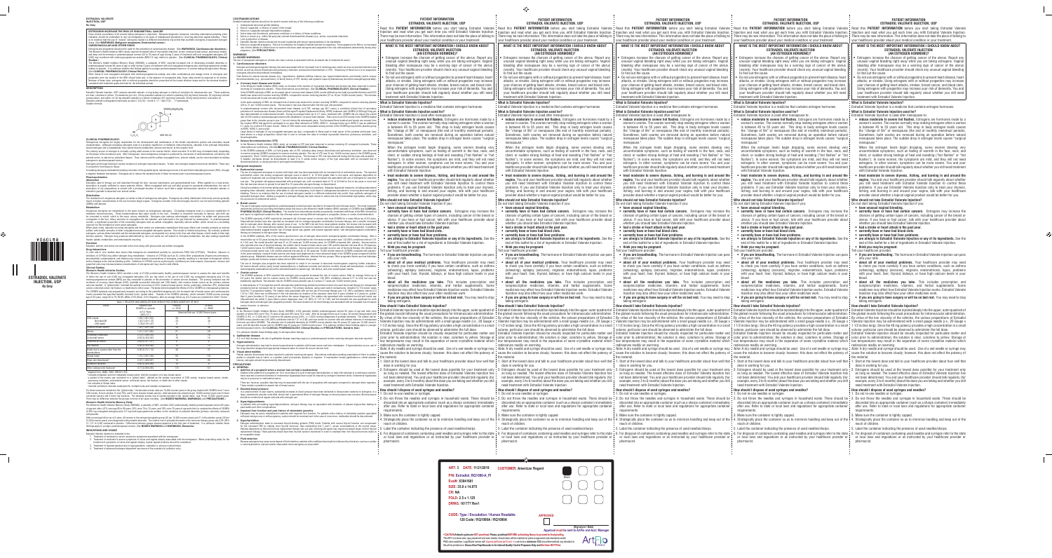**ESTRADIOL VALERATE INJECTION, USP**

**Rx Only**

**WARNING: ESTROGENS INCREASE THE RISK OF ENDOMETRIAL CANCER**

**CARDIOVASCULAR AND OTHER RISKS**

**DESCRIPTION**

**CLINICAL PHARMACOLOGY**

**INDICATIONS AND USAGE**

**CONTRAINDICATIONS**

**WARNINGS**

**PRECAUTIONS**

---

# PATIENT INFORMATION
## ESTRADIOL VALERATE INJECTION, USP

Read this **PATIENT INFORMATION** before you start taking Estradiol Valerate Injection and read what you get each time you refill Estradiol Valerate Injection. There may be new information. This information does not take the place of talking to your healthcare provider about your medical condition or your treatment.

### WHAT IS THE MOST IMPORTANT INFORMATION I SHOULD KNOW ABOUT ESTRADIOL VALERATE INJECTION (AN ESTROGEN HORMONE)?

- Estrogens increase the chances of getting cancer of the uterus. Report any unusual vaginal bleeding right away while you are taking estrogens. Vaginal bleeding after menopause may be a warning sign of cancer of the uterus (womb). Your healthcare provider should check any unusual vaginal bleeding to find out the cause.
- Do not use estrogens with or without progestins to prevent heart disease, heart attacks, or strokes. Using estrogens with or without progestins may increase your chances of getting heart attacks, strokes, breast cancer, and blood clots. Using estrogens with progestins may increase your risk of dementia. You and your healthcare provider should talk regularly about whether you still need treatment with Estradiol Valerate Injection.

### What is Estradiol Valerate Injection?

Estradiol Valerate Injection is a medicine that contains estrogen hormones.

### What is Estradiol Valerate Injection used for?

Estradiol Valerate Injection is used after menopause to:

- **reduce moderate to severe hot flashes.** Estrogens are hormones made by a woman's ovaries. The ovaries normally stop making estrogens when a woman is between 45 to 55 years old. This drop in body estrogen levels causes the "change of life" or menopause (the end of monthly menstrual periods). Sometimes, both ovaries are removed during an operation before natural menopause takes place. The sudden drop in estrogen levels causes "surgical menopause."

  When the estrogen levels begin dropping, some women develop very uncomfortable symptoms, such as feelings of warmth in the face, neck, and chest, or sudden strong feelings of heat and sweating ("hot flashes" or "hot flushes"). In some women, the symptoms are mild, and they will not need estrogens. In other women, symptoms can be more severe. You and your healthcare provider should talk regularly about whether you still need treatment with Estradiol Valerate Injection.
- **treat moderate to severe dryness, itching, and burning in and around the vagina.** You and your healthcare provider should talk regularly about whether you still need treatment with Estradiol Valerate Injection to control these problems. If you use Estradiol Valerate Injection only to treat your dryness, itching, and burning in and around your vagina, talk with your healthcare provider about whether a topical vaginal product would be better for you.

### Who should not take Estradiol Valerate Injection?

Do not start taking Estradiol Valerate Injection if you:

- **have unusual vaginal bleeding.**
- **currently have or have had certain cancers.** Estrogens may increase the chances of getting certain types of cancers, including cancer of the breast or uterus. If you have or had cancer, talk with your healthcare provider about whether you should take Estradiol Valerate Injection.
- **had a stroke or heart attack in the past year.**
- **currently have or have had blood clots.**
- **currently have or have had liver problems.**
- **are allergic to Estradiol Valerate Injection or any of its ingredients.** See the end of this leaflet for a list of ingredients in Estradiol Valerate Injection.
- **think you may be pregnant.**

Tell your healthcare provider:

- **if you are breastfeeding.** The hormone in Estradiol Valerate Injection can pass into your milk.
- **about all of your medical problems.** Your healthcare provider may need to check you more carefully if you have certain conditions, such as asthma (wheezing), epilepsy (seizures), migraine, endometriosis, lupus, problems with your heart, liver, thyroid, kidneys, or have high calcium levels in your blood.
- **about all the medicines you take.** This includes prescription and nonprescription medicines, vitamins, and herbal supplements. Some medicines may affect how Estradiol Valerate Injection works. Estradiol Valerate Injection may also affect how your other medicines work.
- **if you are going to have surgery or will be on bed rest.** You may need to stop taking estrogens.

### How should I take Estradiol Valerate Injection?

Estradiol Valerate Injection should be injected deeply into the upper, outer quadrant of the gluteal muscle following the usual precautions for intramuscular administration. By virtue of the low viscosity of the vehicles, the various preparations of Estradiol Valerate Injection may be administered with a small gauge needle (i.e., 20-gauge x 1 1/2 inches long). Since the 40 mg potency provides a high concentration in a small volume, particular care should be observed to administer the full dose.

Estradiol Valerate Injection should be visually inspected for particulate matter and color prior to administration; the solution is clear, colorless to yellow. Storage at low temperatures may result in the separation of some crystalline material which redissolves readily on warming.

Note: A dry needle and syringe should be used. Use of a wet needle or syringe may cause the solution to become cloudy; however, this does not affect the potency of the material.

1. Start at the lowest dose and talk to your healthcare provider about how well that dose is working for you.
2. Estrogens should be used at the lowest dose possible for your treatment only as long as needed. The lowest effective dose of Estradiol Valerate Injection has not been determined. You and your healthcare provider should talk regularly (for example, every 3 to 6 months) about the dose you are taking and whether you still need treatment with Estradiol Valerate Injection.

### How should I dispose of used needles and syringes?

1. Do not re-use needles or syringes.
2. Do not throw the needles and syringes in household waste. These should be discarded into an appropriate container (such as a sharps container) immediately after use. Refer to state or local laws and regulations for appropriate container requirements.
3. Make sure the container is tightly capped.
4. Strategically place the container so as to minimize handling and keep out of the reach of children.
5. Label the container indicating the presence of used needles/sharps.
6. For disposal of containers containing used needles and syringes refer to the state or local laws and regulations or as instructed by your healthcare provider or pharmacist.

---

ART: 3 DATE: 11/21/2019 CUSTOMER: American Regent

P/N: Estradiol_RQ1080-A_PI

Eco#: X104181

SIZE: 20.9 x 14.875

CR: NA

FOLD: 2.5 x 1.125

DRWG: 10177 Rev1

Black

CODE: Type / Encodation / Human Readable
128 Code / RQ1080A / RQ1080A

APPROVED

[Signature / Date]